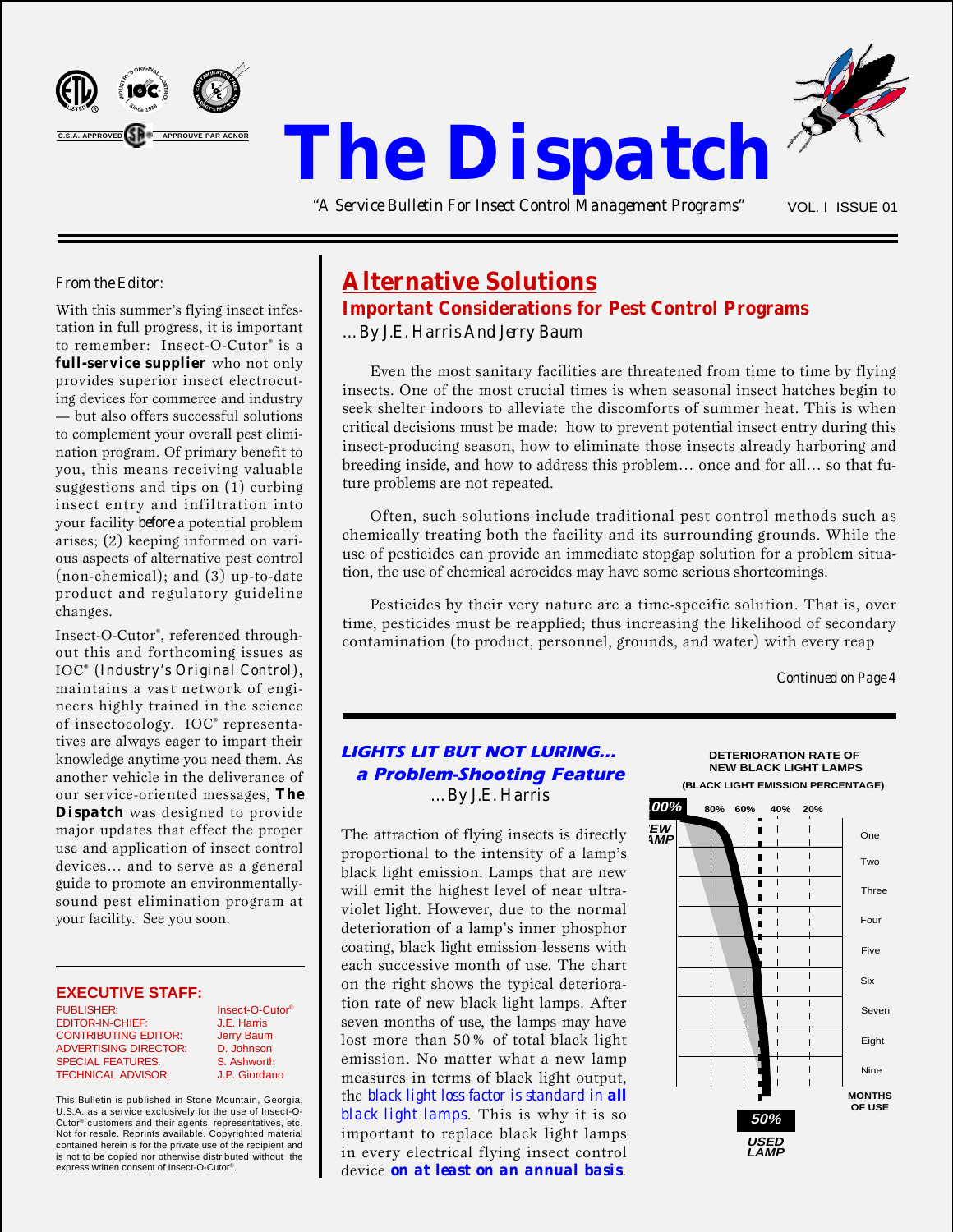C.S.A. APPROVED — APPROUVE PAR ACNOR

# The Dispatch

*"A Service Bulletin For Insect Control Management Programs"*

VOL. I ISSUE 01

*From the Editor:*

With this summer's flying insect infestation in full progress, it is important to remember: Insect-O-Cutor® is a **full-service supplier** who not only provides superior insect electrocuting devices for commerce and industry — but also offers successful solutions to complement your overall pest elimination program. Of primary benefit to you, this means receiving valuable suggestions and tips on (1) curbing insect entry and infiltration into your facility *before* a potential problem arises; (2) keeping informed on various aspects of alternative pest control (non-chemical); and (3) up-to-date product and regulatory guideline changes.

Insect-O-Cutor®, referenced throughout this and forthcoming issues as IOC® (*Industry's Original Control*), maintains a vast network of engineers highly trained in the science of insectocology. IOC® representatives are always eager to impart their knowledge anytime you need them. As another vehicle in the deliverance of our service-oriented messages, **The Dispatch** was designed to provide major updates that effect the proper use and application of insect control devices... and to serve as a general guide to promote an environmentally-sound pest elimination program at your facility. See you soon.

## EXECUTIVE STAFF:

| | |
|---|---|
| PUBLISHER: | Insect-O-Cutor® |
| EDITOR-IN-CHIEF: | J.E. Harris |
| CONTRIBUTING EDITOR: | Jerry Baum |
| ADVERTISING DIRECTOR: | D. Johnson |
| SPECIAL FEATURES: | S. Ashworth |
| TECHNICAL ADVISOR: | J.P. Giordano |

This Bulletin is published in Stone Mountain, Georgia, U.S.A. as a service exclusively for the use of Insect-O-Cutor® customers and their agents, representatives, etc. Not for resale. Reprints available. Copyrighted material contained herein is for the private use of the recipient and is not to be copied nor otherwise distributed without the express written consent of Insect-O-Cutor®.

## Alternative Solutions

### Important Considerations for Pest Control Programs

*...By J.E. Harris And Jerry Baum*

Even the most sanitary facilities are threatened from time to time by flying insects. One of the most crucial times is when seasonal insect hatches begin to seek shelter indoors to alleviate the discomforts of summer heat. This is when critical decisions must be made: how to prevent potential insect entry during this insect-producing season, how to eliminate those insects already harboring and breeding inside, and how to address this problem... once and for all... so that future problems are not repeated.

Often, such solutions include traditional pest control methods such as chemically treating both the facility and its surrounding grounds. While the use of pesticides can provide an immediate stopgap solution for a problem situation, the use of chemical aerocides may have some serious shortcomings.

Pesticides by their very nature are a time-specific solution. That is, over time, pesticides must be reapplied; thus increasing the likelihood of secondary contamination (to product, personnel, grounds, and water) with every reap

*Continued on Page 4*

### *LIGHTS LIT BUT NOT LURING... a Problem-Shooting Feature*

*...By J.E. Harris*

The attraction of flying insects is directly proportional to the intensity of a lamp's black light emission. Lamps that are new will emit the highest level of near ultraviolet light. However, due to the normal deterioration of a lamp's inner phosphor coating, black light emission lessens with each successive month of use. The chart on the right shows the typical deterioration rate of new black light lamps. After seven months of use, the lamps may have lost more than 50% of total black light emission. No matter what a new lamp measures in terms of black light output, the *black light loss factor is standard in* ***all*** *black light lamps*. This is why it is so important to replace black light lamps in every electrical flying insect control device **on at least on an annual basis**.

DETERIORATION RATE OF NEW BLACK LIGHT LAMPS
(BLACK LIGHT EMISSION PERCENTAGE)

100% NEW LAMP
80% 60% 40% 20%
One
Two
Three
Four
Five
Six
Seven
Eight
Nine
MONTHS OF USE
50% USED LAMP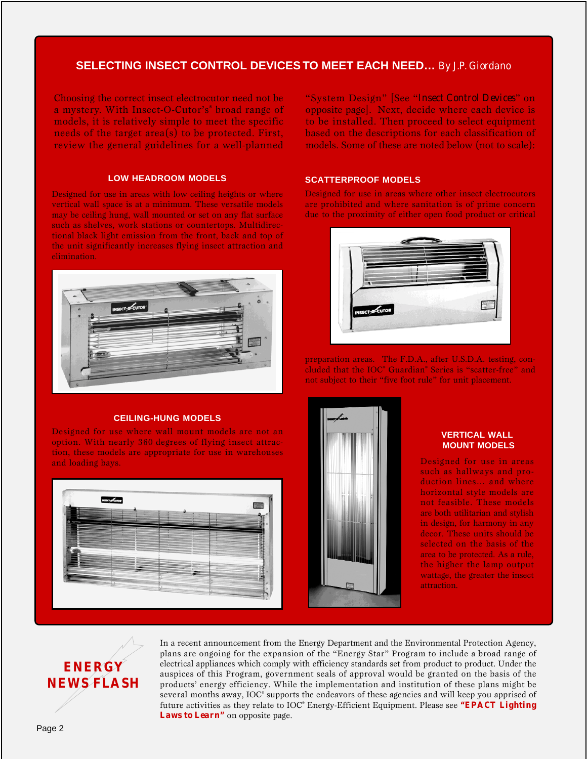## SELECTING INSECT CONTROL DEVICES TO MEET EACH NEED... *By J.P. Giordano*

Choosing the correct insect electrocutor need not be a mystery. With Insect-O-Cutor's® broad range of models, it is relatively simple to meet the specific needs of the target area(s) to be protected. First, review the general guidelines for a well-planned "System Design" [See "Insect Control Devices" on opposite page]. Next, decide where each device is to be installed. Then proceed to select equipment based on the descriptions for each classification of models. Some of these are noted below (not to scale):

### LOW HEADROOM MODELS

Designed for use in areas with low ceiling heights or where vertical wall space is at a minimum. These versatile models may be ceiling hung, wall mounted or set on any flat surface such as shelves, work stations or countertops. Multidirectional black light emission from the front, back and top of the unit significantly increases flying insect attraction and elimination.

### CEILING-HUNG MODELS

Designed for use where wall mount models are not an option. With nearly 360 degrees of flying insect attraction, these models are appropriate for use in warehouses and loading bays.

### SCATTERPROOF MODELS

Designed for use in areas where other insect electrocutors are prohibited and where sanitation is of prime concern due to the proximity of either open food product or critical preparation areas. The F.D.A., after U.S.D.A. testing, concluded that the IOC® Guardian® Series is "scatter-free" and not subject to their "five foot rule" for unit placement.

### VERTICAL WALL MOUNT MODELS

Designed for use in areas such as hallways and production lines... and where horizontal style models are not feasible. These models are both utilitarian and stylish in design, for harmony in any decor. These units should be selected on the basis of the area to be protected. As a rule, the higher the lamp output wattage, the greater the insect attraction.

## ENERGY NEWS FLASH

In a recent announcement from the Energy Department and the Environmental Protection Agency, plans are ongoing for the expansion of the "Energy Star" Program to include a broad range of electrical appliances which comply with efficiency standards set from product to product. Under the auspices of this Program, government seals of approval would be granted on the basis of the products' energy efficiency. While the implementation and institution of these plans might be several months away, IOC® supports the endeavors of these agencies and will keep you apprised of future activities as they relate to IOC® Energy-Efficient Equipment. Please see **"EPACT Lighting Laws to Learn"** on opposite page.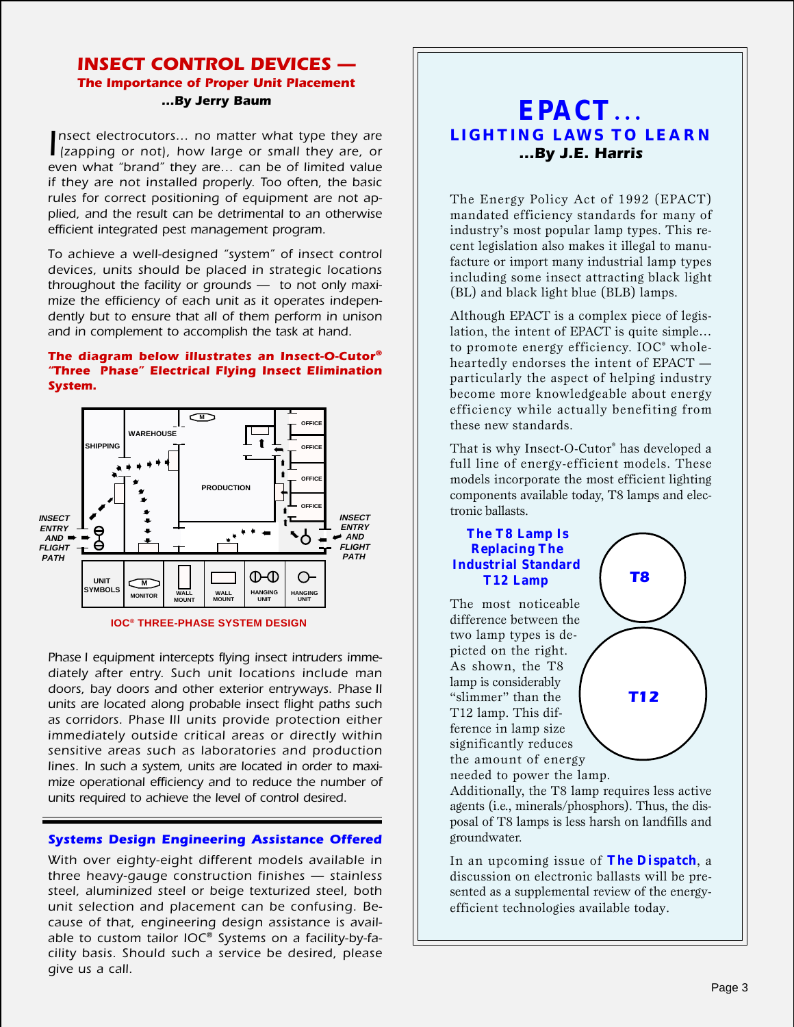## INSECT CONTROL DEVICES — The Importance of Proper Unit Placement

**...By Jerry Baum**

Insect electrocutors... no matter what type they are (zapping or not), how large or small they are, or even what "brand" they are... can be of limited value if they are not installed properly. Too often, the basic rules for correct positioning of equipment are not applied, and the result can be detrimental to an otherwise efficient integrated pest management program.

To achieve a well-designed "system" of insect control devices, units should be placed in strategic locations throughout the facility or grounds — to not only maximize the efficiency of each unit as it operates independently but to ensure that all of them perform in unison and in complement to accomplish the task at hand.

**The diagram below illustrates an Insect-O-Cutor® "Three Phase" Electrical Flying Insect Elimination System.**

SHIPPING
WAREHOUSE
M
OFFICE
OFFICE
OFFICE
OFFICE
PRODUCTION
INSECT ENTRY AND FLIGHT PATH
INSECT ENTRY AND FLIGHT PATH
UNIT SYMBOLS
M MONITOR
WALL MOUNT
WALL MOUNT
HANGING UNIT
HANGING UNIT

IOC® THREE-PHASE SYSTEM DESIGN

Phase I equipment intercepts flying insect intruders immediately after entry. Such unit locations include man doors, bay doors and other exterior entryways. Phase II units are located along probable insect flight paths such as corridors. Phase III units provide protection either immediately outside critical areas or directly within sensitive areas such as laboratories and production lines. In such a system, units are located in order to maximize operational efficiency and to reduce the number of units required to achieve the level of control desired.

### Systems Design Engineering Assistance Offered

With over eighty-eight different models available in three heavy-gauge construction finishes — stainless steel, aluminized steel or beige texturized steel, both unit selection and placement can be confusing. Because of that, engineering design assistance is available to custom tailor IOC® Systems on a facility-by-facility basis. Should such a service be desired, please give us a call.

## EPACT... LIGHTING LAWS TO LEARN

**...By J.E. Harris**

The Energy Policy Act of 1992 (EPACT) mandated efficiency standards for many of industry's most popular lamp types. This recent legislation also makes it illegal to manufacture or import many industrial lamp types including some insect attracting black light (BL) and black light blue (BLB) lamps.

Although EPACT is a complex piece of legislation, the intent of EPACT is quite simple... to promote energy efficiency. IOC® wholeheartedly endorses the intent of EPACT — particularly the aspect of helping industry become more knowledgeable about energy efficiency while actually benefiting from these new standards.

That is why Insect-O-Cutor® has developed a full line of energy-efficient models. These models incorporate the most efficient lighting components available today, T8 lamps and electronic ballasts.

### The T8 Lamp Is Replacing The Industrial Standard T12 Lamp

T8

T12

The most noticeable difference between the two lamp types is depicted on the right. As shown, the T8 lamp is considerably "slimmer" than the T12 lamp. This difference in lamp size significantly reduces the amount of energy needed to power the lamp. Additionally, the T8 lamp requires less active agents (i.e., minerals/phosphors). Thus, the disposal of T8 lamps is less harsh on landfills and groundwater.

In an upcoming issue of **The Dispatch**, a discussion on electronic ballasts will be presented as a supplemental review of the energy-efficient technologies available today.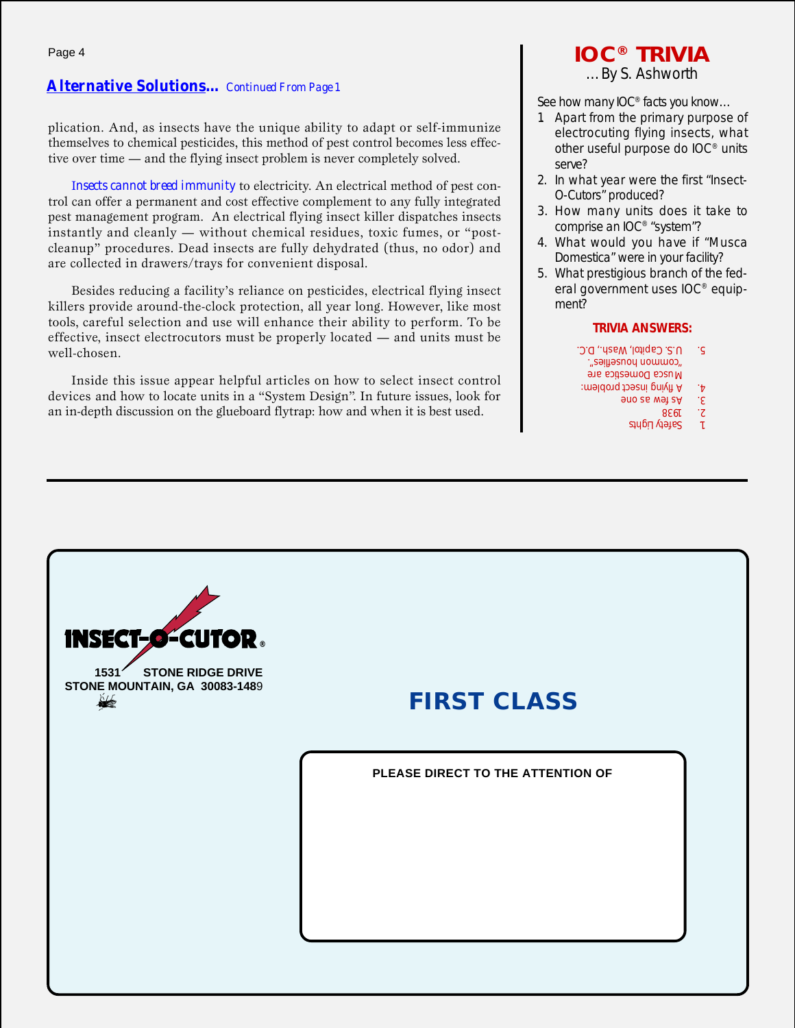## Alternative Solutions... *Continued From Page 1*

plication. And, as insects have the unique ability to adapt or self-immunize themselves to chemical pesticides, this method of pest control becomes less effective over time — and the flying insect problem is never completely solved.

*Insects cannot breed immunity* to electricity. An electrical method of pest control can offer a permanent and cost effective complement to any fully integrated pest management program. An electrical flying insect killer dispatches insects instantly and cleanly — without chemical residues, toxic fumes, or "post-cleanup" procedures. Dead insects are fully dehydrated (thus, no odor) and are collected in drawers/trays for convenient disposal.

Besides reducing a facility's reliance on pesticides, electrical flying insect killers provide around-the-clock protection, all year long. However, like most tools, careful selection and use will enhance their ability to perform. To be effective, insect electrocutors must be properly located — and units must be well-chosen.

Inside this issue appear helpful articles on how to select insect control devices and how to locate units in a "System Design". In future issues, look for an in-depth discussion on the glueboard flytrap: how and when it is best used.

## IOC® TRIVIA

...By S. Ashworth

See how many IOC® facts you know...

1. Apart from the primary purpose of electrocuting flying insects, what other useful purpose do IOC® units serve?
2. In what year were the first "Insect-O-Cutors" produced?
3. How many units does it take to comprise an IOC® "system"?
4. What would you have if "Musca Domestica" were in your facility?
5. What prestigious branch of the federal government uses IOC® equipment?

**TRIVIA ANSWERS:**

1. Safety Lights
2. 1938
3. As few as one
4. A flying insect problem: Musca Domestica are "common houseflies".
5. U.S. Capitol, Wash., D.C.

---

INSECT-O-CUTOR®

1531 STONE RIDGE DRIVE
STONE MOUNTAIN, GA 30083-1489

**FIRST CLASS**

**PLEASE DIRECT TO THE ATTENTION OF**